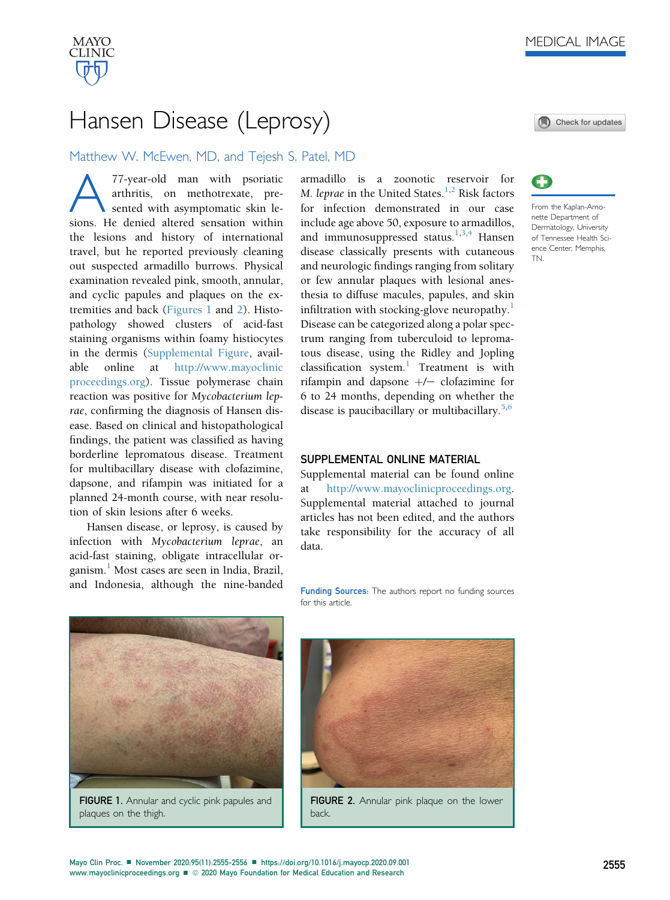MEDICAL IMAGE

# Hansen Disease (Leprosy)

Matthew W. McEwen, MD, and Tejesh S. Patel, MD

From the Kaplan-Amonette Department of Dermatology, University of Tennessee Health Science Center, Memphis, TN.

A 77-year-old man with psoriatic arthritis, on methotrexate, presented with asymptomatic skin lesions. He denied altered sensation within the lesions and history of international travel, but he reported previously cleaning out suspected armadillo burrows. Physical examination revealed pink, smooth, annular, and cyclic papules and plaques on the extremities and back (Figures 1 and 2). Histopathology showed clusters of acid-fast staining organisms within foamy histiocytes in the dermis (Supplemental Figure, available online at http://www.mayoclinicproceedings.org). Tissue polymerase chain reaction was positive for *Mycobacterium leprae*, confirming the diagnosis of Hansen disease. Based on clinical and histopathological findings, the patient was classified as having borderline lepromatous disease. Treatment for multibacillary disease with clofazimine, dapsone, and rifampin was initiated for a planned 24-month course, with near resolution of skin lesions after 6 weeks.

Hansen disease, or leprosy, is caused by infection with *Mycobacterium leprae*, an acid-fast staining, obligate intracellular organism.[1] Most cases are seen in India, Brazil, and Indonesia, although the nine-banded armadillo is a zoonotic reservoir for *M. leprae* in the United States.[1,2] Risk factors for infection demonstrated in our case include age above 50, exposure to armadillos, and immunosuppressed status.[1,3,4] Hansen disease classically presents with cutaneous and neurologic findings ranging from solitary or few annular plaques with lesional anesthesia to diffuse macules, papules, and skin infiltration with stocking-glove neuropathy.[1] Disease can be categorized along a polar spectrum ranging from tuberculoid to lepromatous disease, using the Ridley and Jopling classification system.[1] Treatment is with rifampin and dapsone +/− clofazimine for 6 to 24 months, depending on whether the disease is paucibacillary or multibacillary.[5,6]

## SUPPLEMENTAL ONLINE MATERIAL

Supplemental material can be found online at http://www.mayoclinicproceedings.org. Supplemental material attached to journal articles has not been edited, and the authors take responsibility for the accuracy of all data.

**Funding Sources:** The authors report no funding sources for this article.

**FIGURE 1.** Annular and cyclic pink papules and plaques on the thigh.

**FIGURE 2.** Annular pink plaque on the lower back.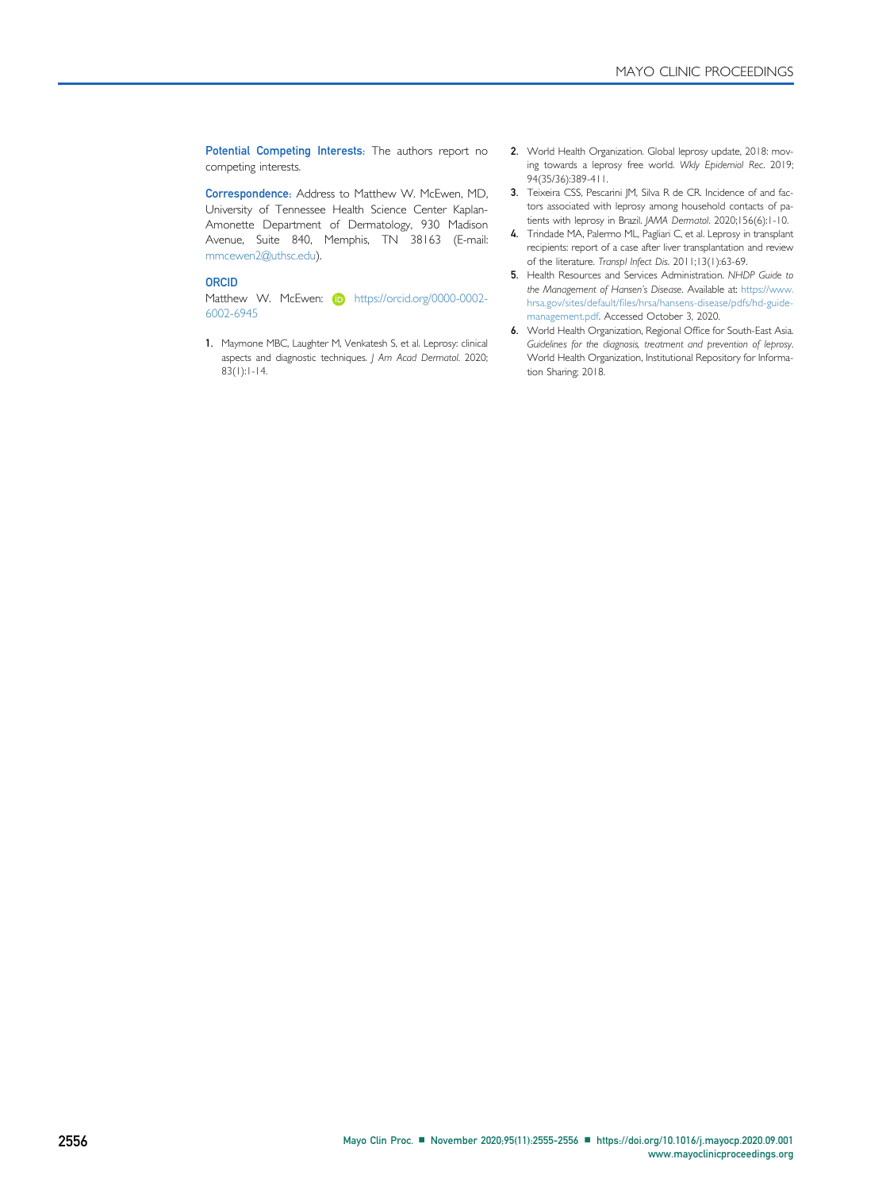**Potential Competing Interests:** The authors report no competing interests.

**Correspondence:** Address to Matthew W. McEwen, MD, University of Tennessee Health Science Center Kaplan-Amonette Department of Dermatology, 930 Madison Avenue, Suite 840, Memphis, TN 38163 (E-mail: mmcewen2@uthsc.edu).

**ORCID**

Matthew W. McEwen: https://orcid.org/0000-0002-6002-6945

1. Maymone MBC, Laughter M, Venkatesh S, et al. Leprosy: clinical aspects and diagnostic techniques. *J Am Acad Dermatol*. 2020;83(1):1-14.
2. World Health Organization. Global leprosy update, 2018: moving towards a leprosy free world. *Wkly Epidemiol Rec*. 2019;94(35/36):389-411.
3. Teixeira CSS, Pescarini JM, Silva R de CR. Incidence of and factors associated with leprosy among household contacts of patients with leprosy in Brazil. *JAMA Dermatol*. 2020;156(6):1-10.
4. Trindade MA, Palermo ML, Pagliari C, et al. Leprosy in transplant recipients: report of a case after liver transplantation and review of the literature. *Transpl Infect Dis*. 2011;13(1):63-69.
5. Health Resources and Services Administration. *NHDP Guide to the Management of Hansen's Disease*. Available at: https://www.hrsa.gov/sites/default/files/hrsa/hansens-disease/pdfs/hd-guide-management.pdf. Accessed October 3, 2020.
6. World Health Organization, Regional Office for South-East Asia. *Guidelines for the diagnosis, treatment and prevention of leprosy*. World Health Organization, Institutional Repository for Information Sharing; 2018.